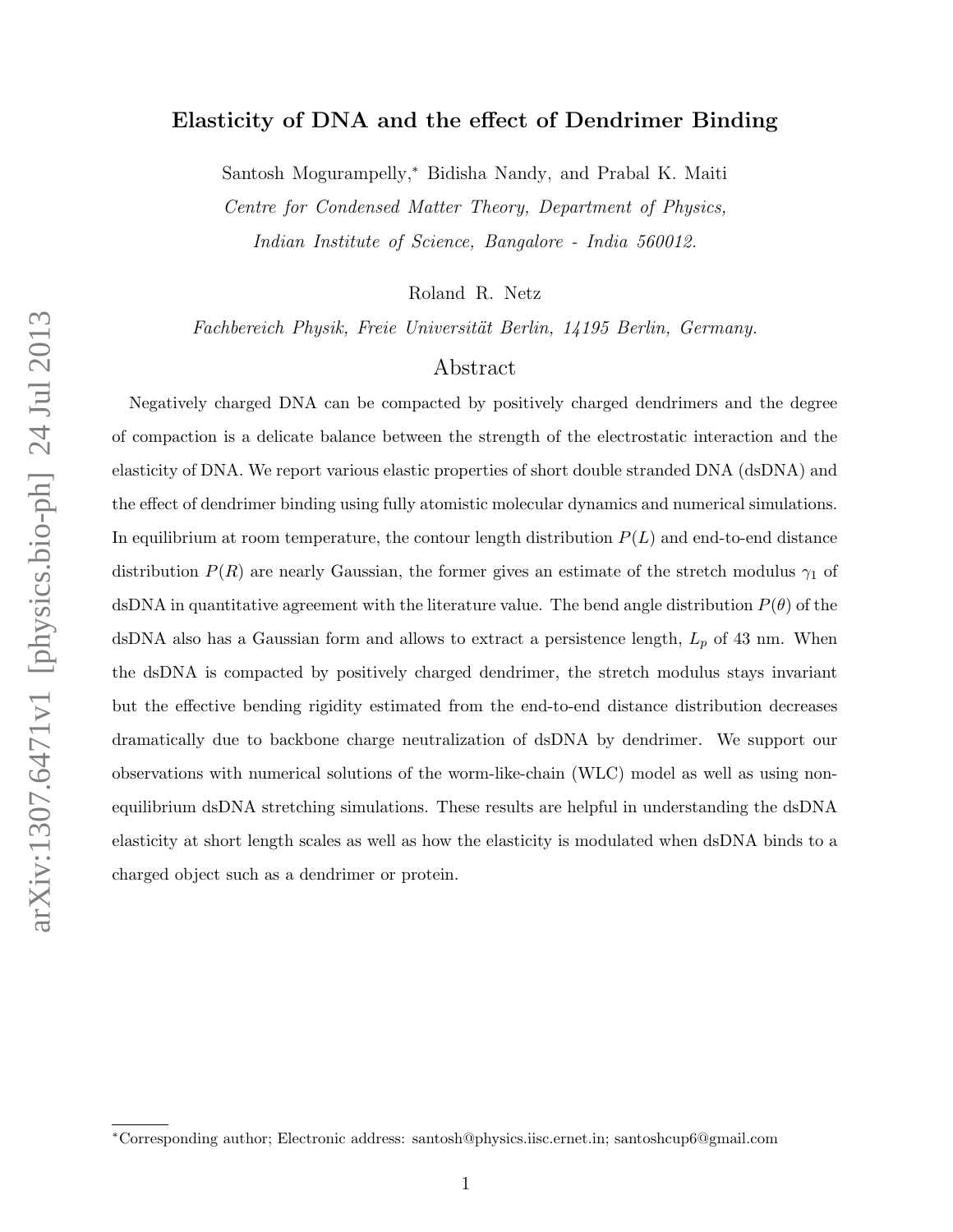# Elasticity of DNA and the effect of Dendrimer Binding

Santosh Mogurampelly,* Bidisha Nandy, and Prabal K. Maiti

*Centre for Condensed Matter Theory, Department of Physics, Indian Institute of Science, Bangalore - India 560012.*

Roland R. Netz

*Fachbereich Physik, Freie Universität Berlin, 14195 Berlin, Germany.*

## Abstract

Negatively charged DNA can be compacted by positively charged dendrimers and the degree of compaction is a delicate balance between the strength of the electrostatic interaction and the elasticity of DNA. We report various elastic properties of short double stranded DNA (dsDNA) and the effect of dendrimer binding using fully atomistic molecular dynamics and numerical simulations. In equilibrium at room temperature, the contour length distribution $P(L)$ and end-to-end distance distribution $P(R)$ are nearly Gaussian, the former gives an estimate of the stretch modulus $\gamma_1$ of dsDNA in quantitative agreement with the literature value. The bend angle distribution $P(\theta)$ of the dsDNA also has a Gaussian form and allows to extract a persistence length, $L_p$ of 43 nm. When the dsDNA is compacted by positively charged dendrimer, the stretch modulus stays invariant but the effective bending rigidity estimated from the end-to-end distance distribution decreases dramatically due to backbone charge neutralization of dsDNA by dendrimer. We support our observations with numerical solutions of the worm-like-chain (WLC) model as well as using non-equilibrium dsDNA stretching simulations. These results are helpful in understanding the dsDNA elasticity at short length scales as well as how the elasticity is modulated when dsDNA binds to a charged object such as a dendrimer or protein.

*Corresponding author; Electronic address: santosh@physics.iisc.ernet.in; santoshcup6@gmail.com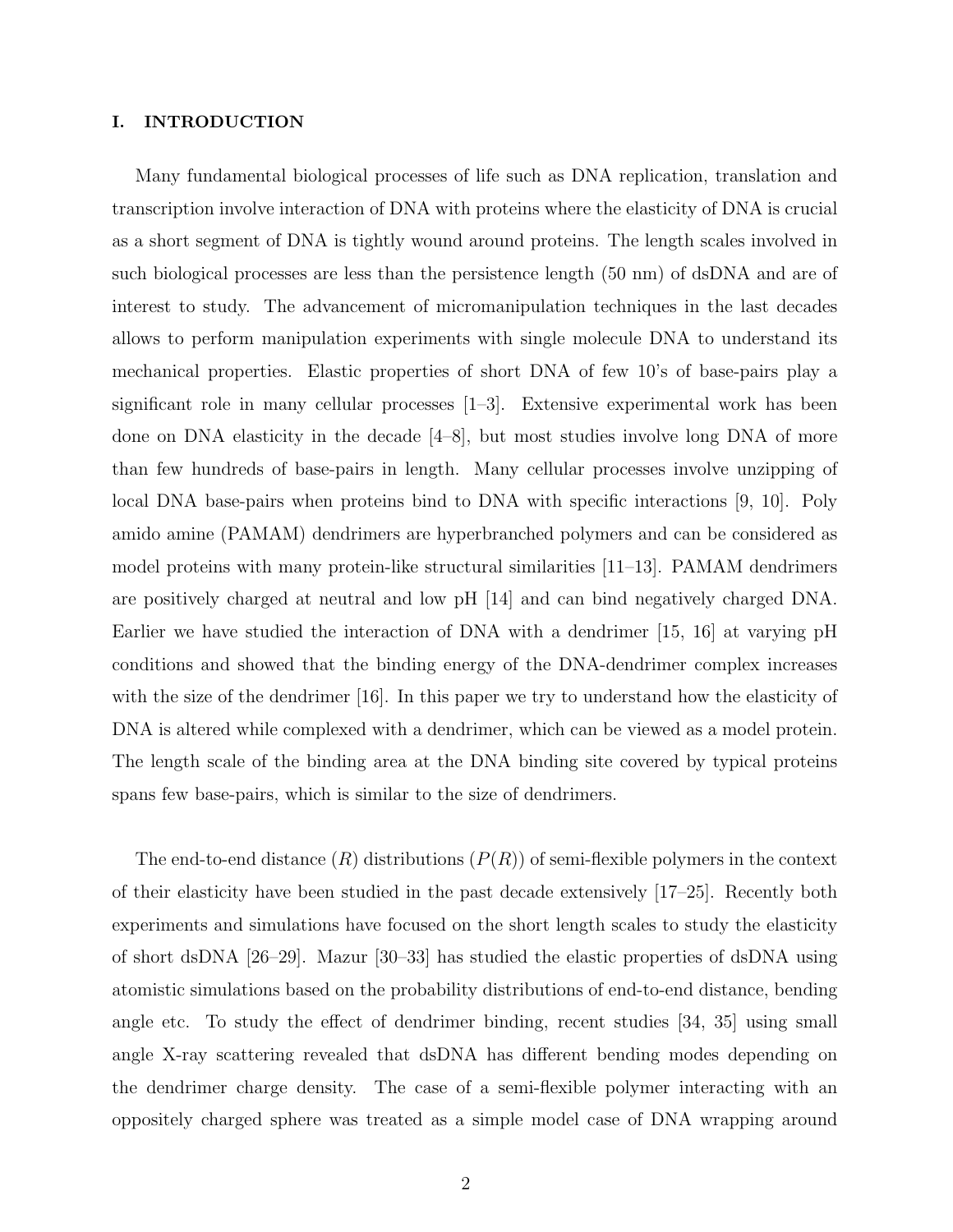## I. INTRODUCTION

Many fundamental biological processes of life such as DNA replication, translation and transcription involve interaction of DNA with proteins where the elasticity of DNA is crucial as a short segment of DNA is tightly wound around proteins. The length scales involved in such biological processes are less than the persistence length (50 nm) of dsDNA and are of interest to study. The advancement of micromanipulation techniques in the last decades allows to perform manipulation experiments with single molecule DNA to understand its mechanical properties. Elastic properties of short DNA of few 10's of base-pairs play a significant role in many cellular processes [1–3]. Extensive experimental work has been done on DNA elasticity in the decade [4–8], but most studies involve long DNA of more than few hundreds of base-pairs in length. Many cellular processes involve unzipping of local DNA base-pairs when proteins bind to DNA with specific interactions [9, 10]. Poly amido amine (PAMAM) dendrimers are hyperbranched polymers and can be considered as model proteins with many protein-like structural similarities [11–13]. PAMAM dendrimers are positively charged at neutral and low pH [14] and can bind negatively charged DNA. Earlier we have studied the interaction of DNA with a dendrimer [15, 16] at varying pH conditions and showed that the binding energy of the DNA-dendrimer complex increases with the size of the dendrimer [16]. In this paper we try to understand how the elasticity of DNA is altered while complexed with a dendrimer, which can be viewed as a model protein. The length scale of the binding area at the DNA binding site covered by typical proteins spans few base-pairs, which is similar to the size of dendrimers.

The end-to-end distance ($R$) distributions ($P(R)$) of semi-flexible polymers in the context of their elasticity have been studied in the past decade extensively [17–25]. Recently both experiments and simulations have focused on the short length scales to study the elasticity of short dsDNA [26–29]. Mazur [30–33] has studied the elastic properties of dsDNA using atomistic simulations based on the probability distributions of end-to-end distance, bending angle etc. To study the effect of dendrimer binding, recent studies [34, 35] using small angle X-ray scattering revealed that dsDNA has different bending modes depending on the dendrimer charge density. The case of a semi-flexible polymer interacting with an oppositely charged sphere was treated as a simple model case of DNA wrapping around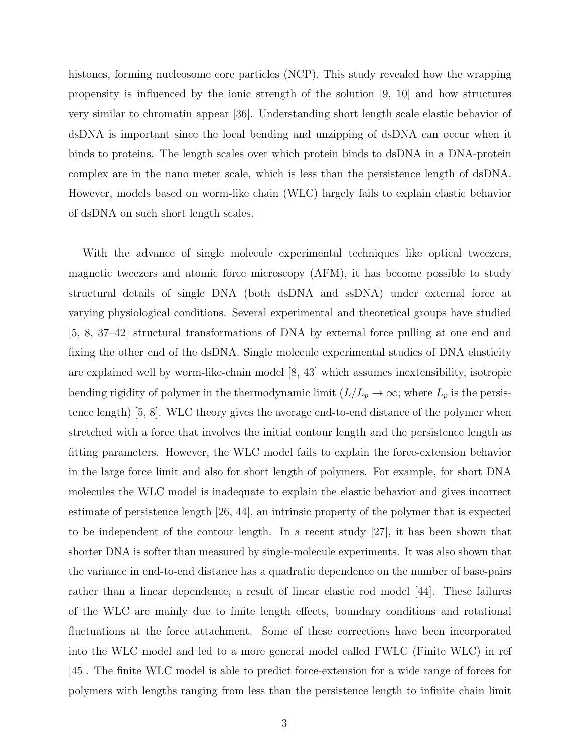histones, forming nucleosome core particles (NCP). This study revealed how the wrapping propensity is influenced by the ionic strength of the solution [9, 10] and how structures very similar to chromatin appear [36]. Understanding short length scale elastic behavior of dsDNA is important since the local bending and unzipping of dsDNA can occur when it binds to proteins. The length scales over which protein binds to dsDNA in a DNA-protein complex are in the nano meter scale, which is less than the persistence length of dsDNA. However, models based on worm-like chain (WLC) largely fails to explain elastic behavior of dsDNA on such short length scales.

With the advance of single molecule experimental techniques like optical tweezers, magnetic tweezers and atomic force microscopy (AFM), it has become possible to study structural details of single DNA (both dsDNA and ssDNA) under external force at varying physiological conditions. Several experimental and theoretical groups have studied [5, 8, 37–42] structural transformations of DNA by external force pulling at one end and fixing the other end of the dsDNA. Single molecule experimental studies of DNA elasticity are explained well by worm-like-chain model [8, 43] which assumes inextensibility, isotropic bending rigidity of polymer in the thermodynamic limit ($L/L_p \rightarrow \infty$; where $L_p$ is the persistence length) [5, 8]. WLC theory gives the average end-to-end distance of the polymer when stretched with a force that involves the initial contour length and the persistence length as fitting parameters. However, the WLC model fails to explain the force-extension behavior in the large force limit and also for short length of polymers. For example, for short DNA molecules the WLC model is inadequate to explain the elastic behavior and gives incorrect estimate of persistence length [26, 44], an intrinsic property of the polymer that is expected to be independent of the contour length. In a recent study [27], it has been shown that shorter DNA is softer than measured by single-molecule experiments. It was also shown that the variance in end-to-end distance has a quadratic dependence on the number of base-pairs rather than a linear dependence, a result of linear elastic rod model [44]. These failures of the WLC are mainly due to finite length effects, boundary conditions and rotational fluctuations at the force attachment. Some of these corrections have been incorporated into the WLC model and led to a more general model called FWLC (Finite WLC) in ref [45]. The finite WLC model is able to predict force-extension for a wide range of forces for polymers with lengths ranging from less than the persistence length to infinite chain limit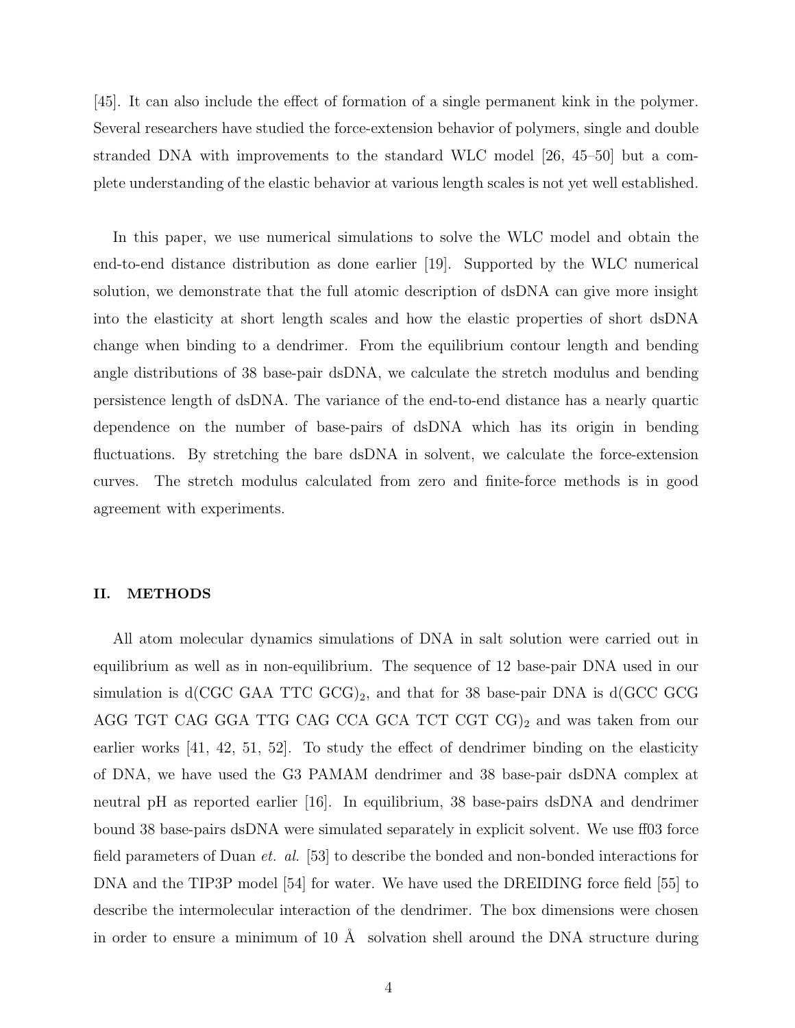[45]. It can also include the effect of formation of a single permanent kink in the polymer. Several researchers have studied the force-extension behavior of polymers, single and double stranded DNA with improvements to the standard WLC model [26, 45–50] but a complete understanding of the elastic behavior at various length scales is not yet well established.

In this paper, we use numerical simulations to solve the WLC model and obtain the end-to-end distance distribution as done earlier [19]. Supported by the WLC numerical solution, we demonstrate that the full atomic description of dsDNA can give more insight into the elasticity at short length scales and how the elastic properties of short dsDNA change when binding to a dendrimer. From the equilibrium contour length and bending angle distributions of 38 base-pair dsDNA, we calculate the stretch modulus and bending persistence length of dsDNA. The variance of the end-to-end distance has a nearly quartic dependence on the number of base-pairs of dsDNA which has its origin in bending fluctuations. By stretching the bare dsDNA in solvent, we calculate the force-extension curves. The stretch modulus calculated from zero and finite-force methods is in good agreement with experiments.

## II. METHODS

All atom molecular dynamics simulations of DNA in salt solution were carried out in equilibrium as well as in non-equilibrium. The sequence of 12 base-pair DNA used in our simulation is d(CGC GAA TTC GCG)$_2$, and that for 38 base-pair DNA is d(GCC GCG AGG TGT CAG GGA TTG CAG CCA GCA TCT CGT CG)$_2$ and was taken from our earlier works [41, 42, 51, 52]. To study the effect of dendrimer binding on the elasticity of DNA, we have used the G3 PAMAM dendrimer and 38 base-pair dsDNA complex at neutral pH as reported earlier [16]. In equilibrium, 38 base-pairs dsDNA and dendrimer bound 38 base-pairs dsDNA were simulated separately in explicit solvent. We use ff03 force field parameters of Duan *et. al.* [53] to describe the bonded and non-bonded interactions for DNA and the TIP3P model [54] for water. We have used the DREIDING force field [55] to describe the intermolecular interaction of the dendrimer. The box dimensions were chosen in order to ensure a minimum of 10 Å solvation shell around the DNA structure during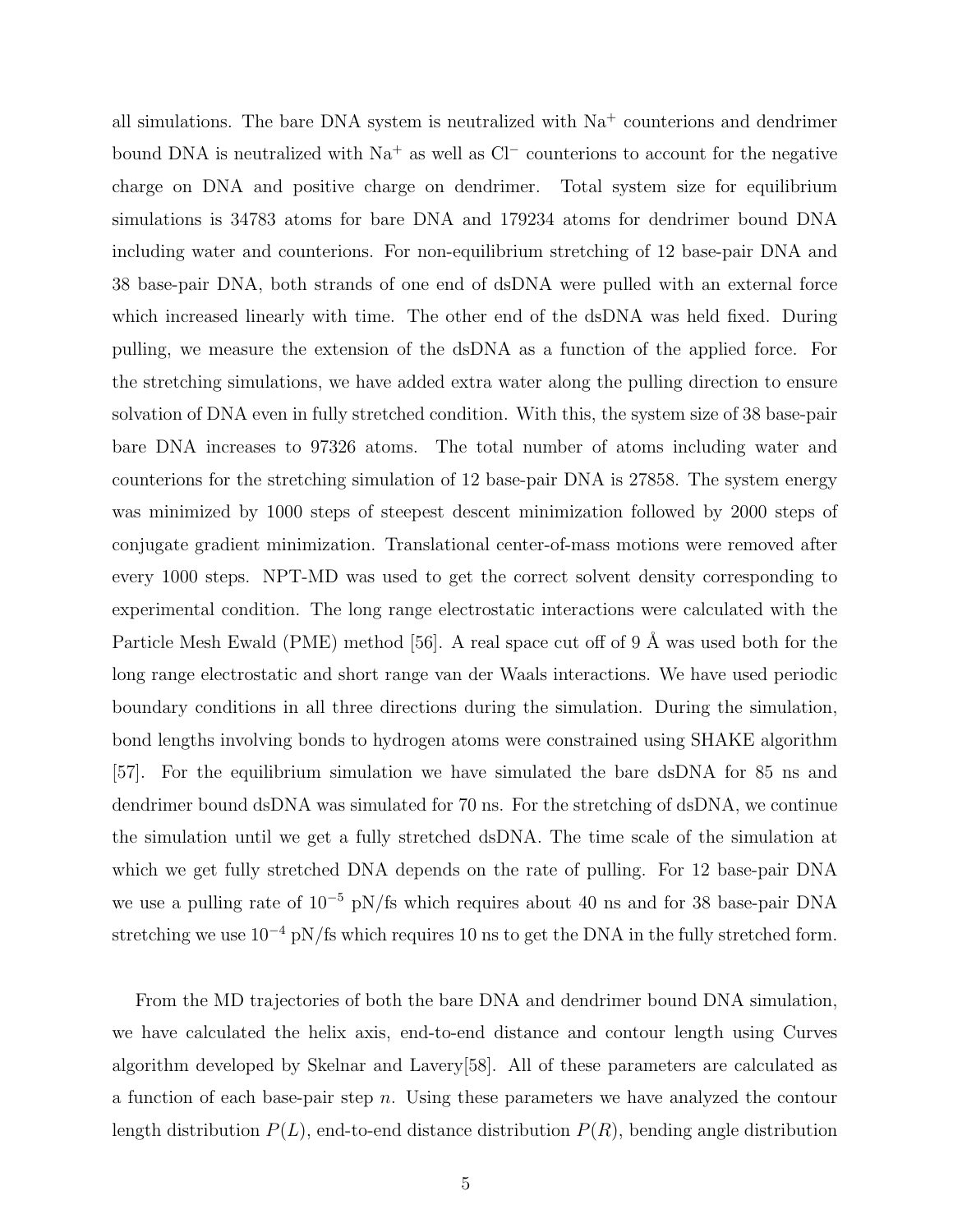all simulations. The bare DNA system is neutralized with $Na^+$ counterions and dendrimer bound DNA is neutralized with $Na^+$ as well as $Cl^-$ counterions to account for the negative charge on DNA and positive charge on dendrimer. Total system size for equilibrium simulations is 34783 atoms for bare DNA and 179234 atoms for dendrimer bound DNA including water and counterions. For non-equilibrium stretching of 12 base-pair DNA and 38 base-pair DNA, both strands of one end of dsDNA were pulled with an external force which increased linearly with time. The other end of the dsDNA was held fixed. During pulling, we measure the extension of the dsDNA as a function of the applied force. For the stretching simulations, we have added extra water along the pulling direction to ensure solvation of DNA even in fully stretched condition. With this, the system size of 38 base-pair bare DNA increases to 97326 atoms. The total number of atoms including water and counterions for the stretching simulation of 12 base-pair DNA is 27858. The system energy was minimized by 1000 steps of steepest descent minimization followed by 2000 steps of conjugate gradient minimization. Translational center-of-mass motions were removed after every 1000 steps. NPT-MD was used to get the correct solvent density corresponding to experimental condition. The long range electrostatic interactions were calculated with the Particle Mesh Ewald (PME) method [56]. A real space cut off of 9 Å was used both for the long range electrostatic and short range van der Waals interactions. We have used periodic boundary conditions in all three directions during the simulation. During the simulation, bond lengths involving bonds to hydrogen atoms were constrained using SHAKE algorithm [57]. For the equilibrium simulation we have simulated the bare dsDNA for 85 ns and dendrimer bound dsDNA was simulated for 70 ns. For the stretching of dsDNA, we continue the simulation until we get a fully stretched dsDNA. The time scale of the simulation at which we get fully stretched DNA depends on the rate of pulling. For 12 base-pair DNA we use a pulling rate of $10^{-5}$ pN/fs which requires about 40 ns and for 38 base-pair DNA stretching we use $10^{-4}$ pN/fs which requires 10 ns to get the DNA in the fully stretched form.

From the MD trajectories of both the bare DNA and dendrimer bound DNA simulation, we have calculated the helix axis, end-to-end distance and contour length using Curves algorithm developed by Skelnar and Lavery[58]. All of these parameters are calculated as a function of each base-pair step $n$. Using these parameters we have analyzed the contour length distribution $P(L)$, end-to-end distance distribution $P(R)$, bending angle distribution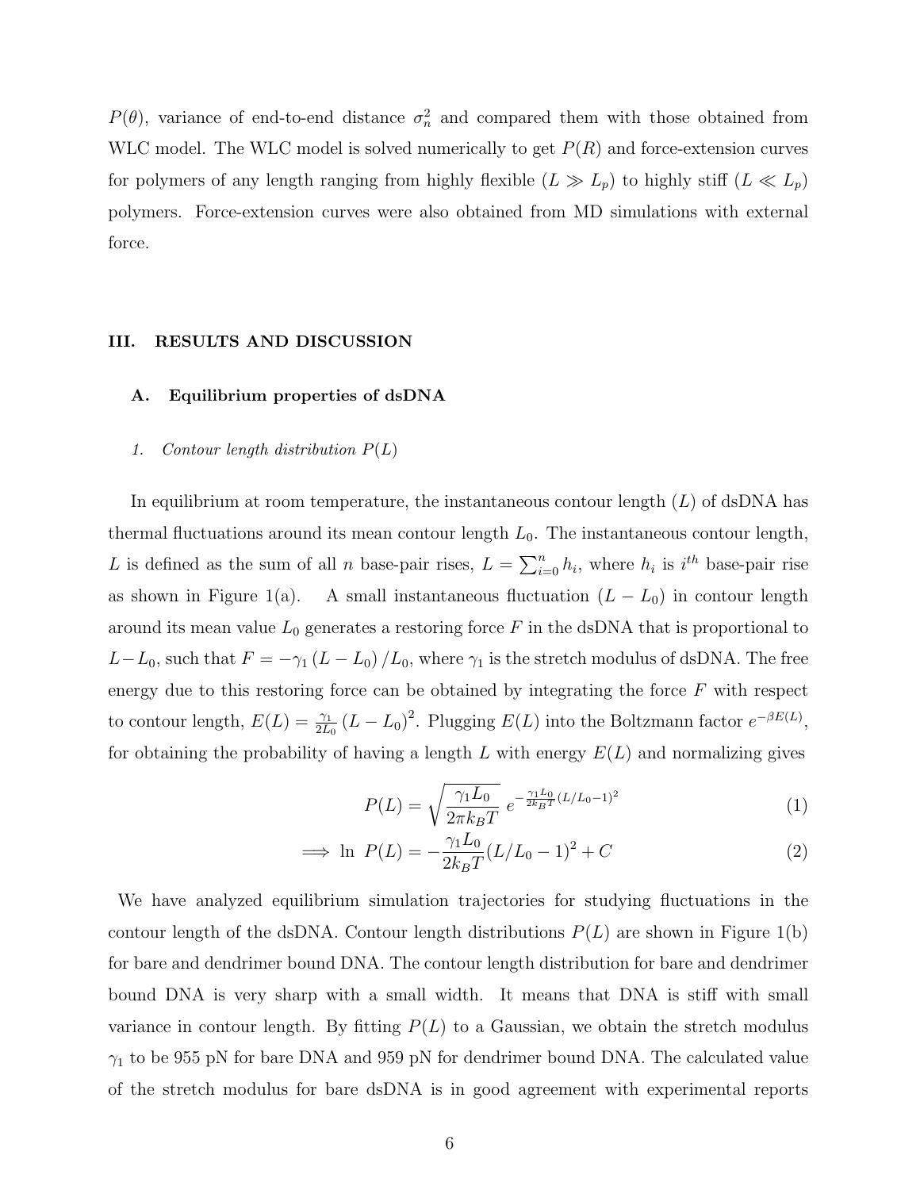$P(\theta)$, variance of end-to-end distance $\sigma_n^2$ and compared them with those obtained from WLC model. The WLC model is solved numerically to get $P(R)$ and force-extension curves for polymers of any length ranging from highly flexible ($L \gg L_p$) to highly stiff ($L \ll L_p$) polymers. Force-extension curves were also obtained from MD simulations with external force.

## III. RESULTS AND DISCUSSION

### A. Equilibrium properties of dsDNA

#### 1. *Contour length distribution $P(L)$*

In equilibrium at room temperature, the instantaneous contour length ($L$) of dsDNA has thermal fluctuations around its mean contour length $L_0$. The instantaneous contour length, $L$ is defined as the sum of all $n$ base-pair rises, $L = \sum_{i=0}^{n} h_i$, where $h_i$ is $i^{th}$ base-pair rise as shown in Figure 1(a). A small instantaneous fluctuation $(L - L_0)$ in contour length around its mean value $L_0$ generates a restoring force $F$ in the dsDNA that is proportional to $L - L_0$, such that $F = -\gamma_1 (L - L_0)/L_0$, where $\gamma_1$ is the stretch modulus of dsDNA. The free energy due to this restoring force can be obtained by integrating the force $F$ with respect to contour length, $E(L) = \frac{\gamma_1}{2L_0}(L - L_0)^2$. Plugging $E(L)$ into the Boltzmann factor $e^{-\beta E(L)}$, for obtaining the probability of having a length $L$ with energy $E(L)$ and normalizing gives

$$P(L) = \sqrt{\frac{\gamma_1 L_0}{2\pi k_B T}}\ e^{-\frac{\gamma_1 L_0}{2k_B T}(L/L_0 - 1)^2} \tag{1}$$

$$\implies \ln\ P(L) = -\frac{\gamma_1 L_0}{2k_B T}(L/L_0 - 1)^2 + C \tag{2}$$

We have analyzed equilibrium simulation trajectories for studying fluctuations in the contour length of the dsDNA. Contour length distributions $P(L)$ are shown in Figure 1(b) for bare and dendrimer bound DNA. The contour length distribution for bare and dendrimer bound DNA is very sharp with a small width. It means that DNA is stiff with small variance in contour length. By fitting $P(L)$ to a Gaussian, we obtain the stretch modulus $\gamma_1$ to be 955 pN for bare DNA and 959 pN for dendrimer bound DNA. The calculated value of the stretch modulus for bare dsDNA is in good agreement with experimental reports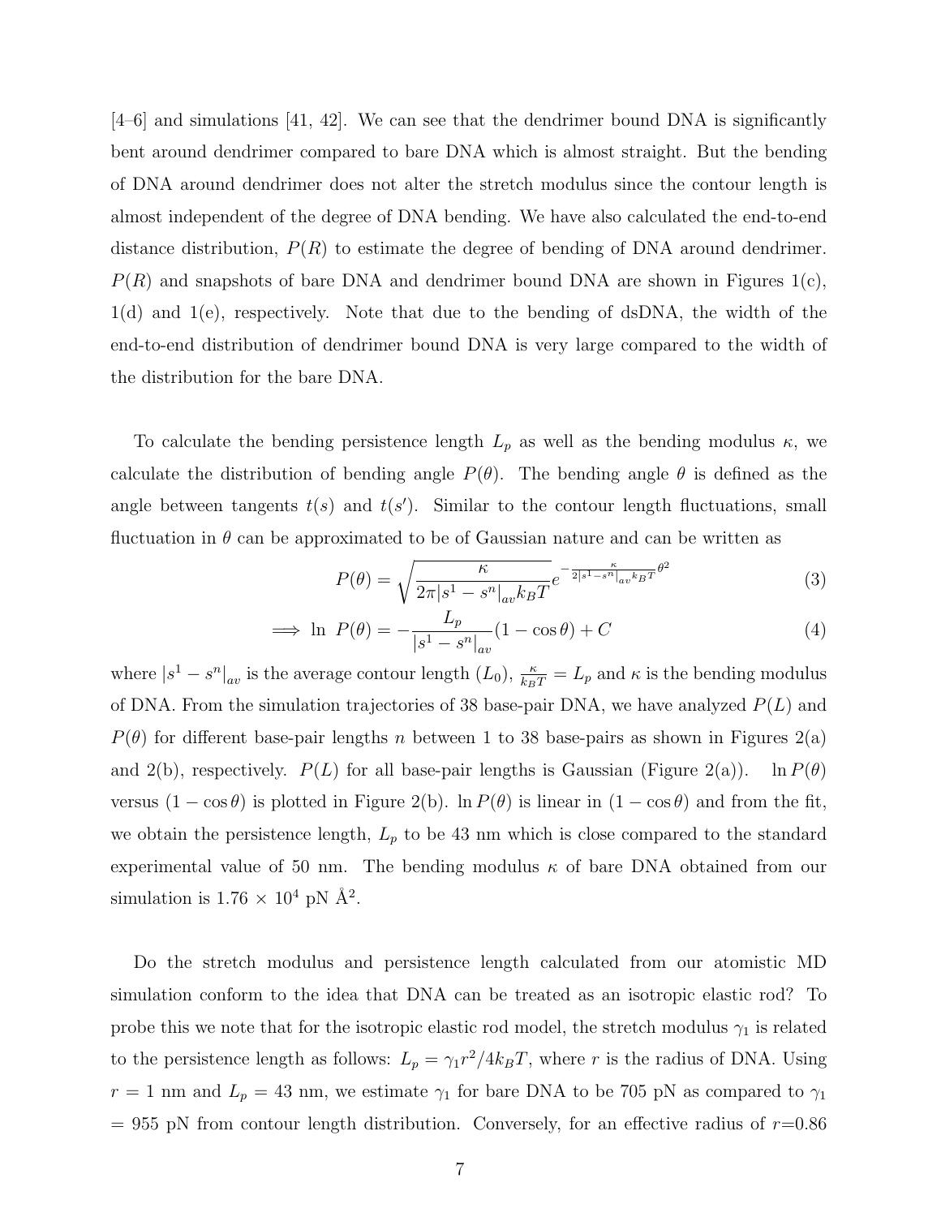[4–6] and simulations [41, 42]. We can see that the dendrimer bound DNA is significantly bent around dendrimer compared to bare DNA which is almost straight. But the bending of DNA around dendrimer does not alter the stretch modulus since the contour length is almost independent of the degree of DNA bending. We have also calculated the end-to-end distance distribution, $P(R)$ to estimate the degree of bending of DNA around dendrimer. $P(R)$ and snapshots of bare DNA and dendrimer bound DNA are shown in Figures 1(c), 1(d) and 1(e), respectively. Note that due to the bending of dsDNA, the width of the end-to-end distribution of dendrimer bound DNA is very large compared to the width of the distribution for the bare DNA.

To calculate the bending persistence length $L_p$ as well as the bending modulus $\kappa$, we calculate the distribution of bending angle $P(\theta)$. The bending angle $\theta$ is defined as the angle between tangents $t(s)$ and $t(s')$. Similar to the contour length fluctuations, small fluctuation in $\theta$ can be approximated to be of Gaussian nature and can be written as

$$P(\theta) = \sqrt{\frac{\kappa}{2\pi |s^1 - s^n|_{av} k_B T}} e^{-\frac{\kappa}{2|s^1 - s^n|_{av} k_B T}\theta^2} \tag{3}$$

$$\implies \ln\, P(\theta) = -\frac{L_p}{|s^1 - s^n|_{av}}(1 - \cos\theta) + C \tag{4}$$

where $|s^1 - s^n|_{av}$ is the average contour length ($L_0$), $\frac{\kappa}{k_B T} = L_p$ and $\kappa$ is the bending modulus of DNA. From the simulation trajectories of 38 base-pair DNA, we have analyzed $P(L)$ and $P(\theta)$ for different base-pair lengths $n$ between 1 to 38 base-pairs as shown in Figures 2(a) and 2(b), respectively. $P(L)$ for all base-pair lengths is Gaussian (Figure 2(a)). $\ln P(\theta)$ versus $(1 - \cos\theta)$ is plotted in Figure 2(b). $\ln P(\theta)$ is linear in $(1 - \cos\theta)$ and from the fit, we obtain the persistence length, $L_p$ to be 43 nm which is close compared to the standard experimental value of 50 nm. The bending modulus $\kappa$ of bare DNA obtained from our simulation is $1.76 \times 10^4$ pN Å$^2$.

Do the stretch modulus and persistence length calculated from our atomistic MD simulation conform to the idea that DNA can be treated as an isotropic elastic rod? To probe this we note that for the isotropic elastic rod model, the stretch modulus $\gamma_1$ is related to the persistence length as follows: $L_p = \gamma_1 r^2 / 4 k_B T$, where $r$ is the radius of DNA. Using $r = 1$ nm and $L_p = 43$ nm, we estimate $\gamma_1$ for bare DNA to be 705 pN as compared to $\gamma_1 = 955$ pN from contour length distribution. Conversely, for an effective radius of $r$=0.86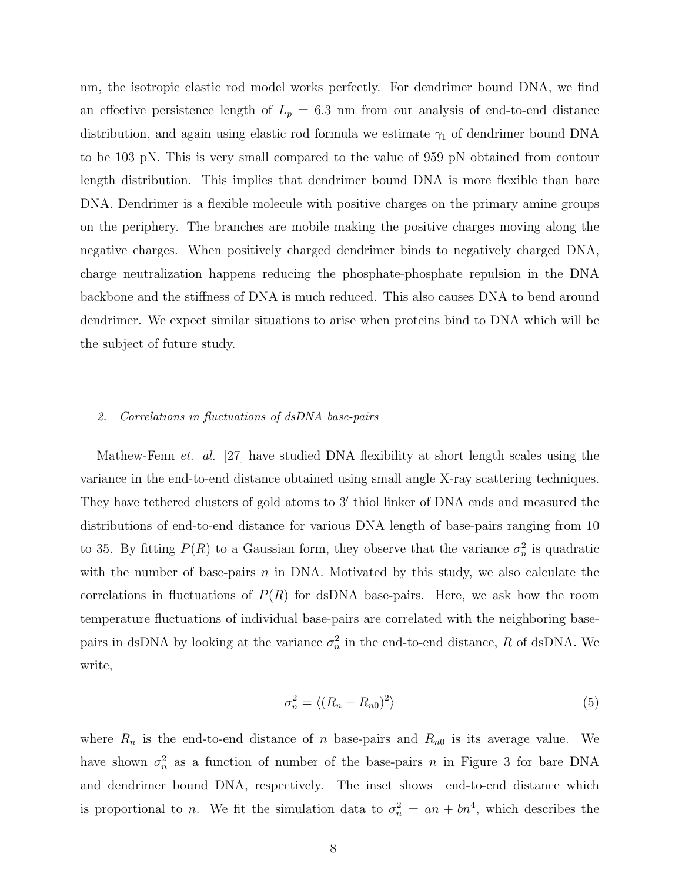nm, the isotropic elastic rod model works perfectly. For dendrimer bound DNA, we find an effective persistence length of $L_p = 6.3$ nm from our analysis of end-to-end distance distribution, and again using elastic rod formula we estimate $\gamma_1$ of dendrimer bound DNA to be 103 pN. This is very small compared to the value of 959 pN obtained from contour length distribution. This implies that dendrimer bound DNA is more flexible than bare DNA. Dendrimer is a flexible molecule with positive charges on the primary amine groups on the periphery. The branches are mobile making the positive charges moving along the negative charges. When positively charged dendrimer binds to negatively charged DNA, charge neutralization happens reducing the phosphate-phosphate repulsion in the DNA backbone and the stiffness of DNA is much reduced. This also causes DNA to bend around dendrimer. We expect similar situations to arise when proteins bind to DNA which will be the subject of future study.

### 2. *Correlations in fluctuations of dsDNA base-pairs*

Mathew-Fenn *et. al.* [27] have studied DNA flexibility at short length scales using the variance in the end-to-end distance obtained using small angle X-ray scattering techniques. They have tethered clusters of gold atoms to $3'$ thiol linker of DNA ends and measured the distributions of end-to-end distance for various DNA length of base-pairs ranging from 10 to 35. By fitting $P(R)$ to a Gaussian form, they observe that the variance $\sigma_n^2$ is quadratic with the number of base-pairs $n$ in DNA. Motivated by this study, we also calculate the correlations in fluctuations of $P(R)$ for dsDNA base-pairs. Here, we ask how the room temperature fluctuations of individual base-pairs are correlated with the neighboring base-pairs in dsDNA by looking at the variance $\sigma_n^2$ in the end-to-end distance, $R$ of dsDNA. We write,

$$\sigma_n^2 = \langle (R_n - R_{n0})^2 \rangle \tag{5}$$

where $R_n$ is the end-to-end distance of $n$ base-pairs and $R_{n0}$ is its average value. We have shown $\sigma_n^2$ as a function of number of the base-pairs $n$ in Figure 3 for bare DNA and dendrimer bound DNA, respectively. The inset shows end-to-end distance which is proportional to $n$. We fit the simulation data to $\sigma_n^2 = an + bn^4$, which describes the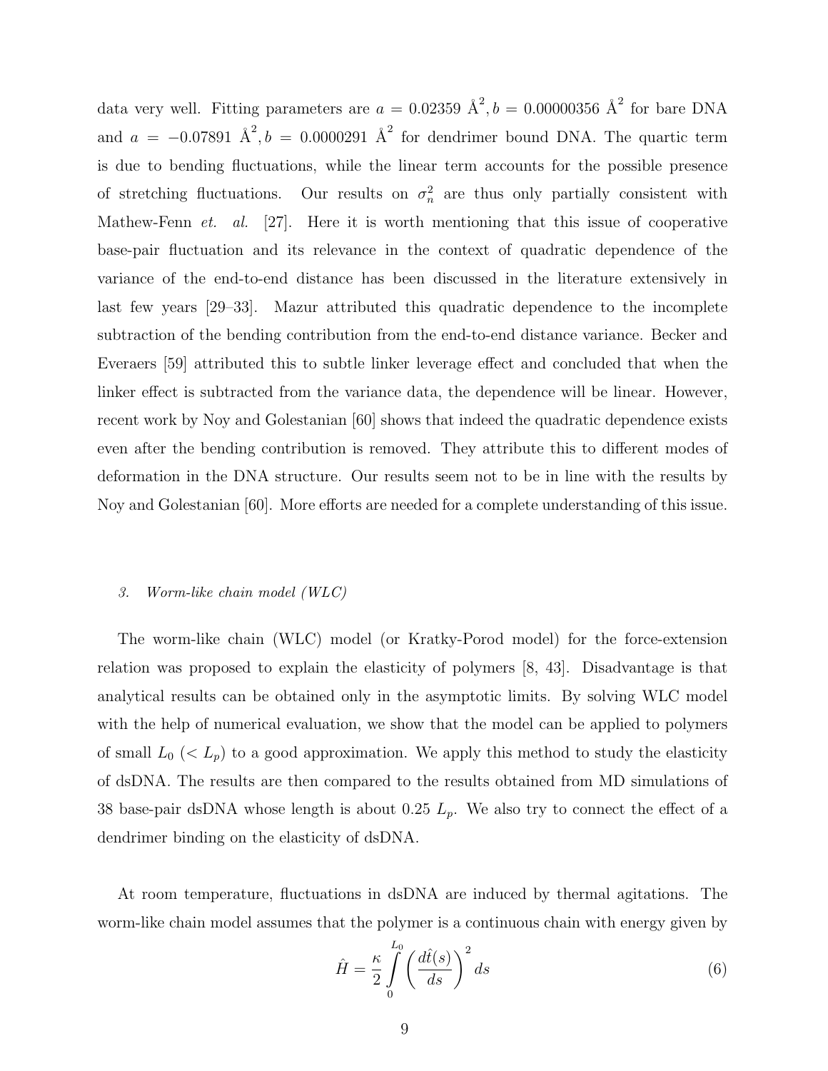data very well. Fitting parameters are $a = 0.02359$ Å$^2$, $b = 0.00000356$ Å$^2$ for bare DNA and $a = -0.07891$ Å$^2$, $b = 0.0000291$ Å$^2$ for dendrimer bound DNA. The quartic term is due to bending fluctuations, while the linear term accounts for the possible presence of stretching fluctuations. Our results on $\sigma_n^2$ are thus only partially consistent with Mathew-Fenn *et. al.* [27]. Here it is worth mentioning that this issue of cooperative base-pair fluctuation and its relevance in the context of quadratic dependence of the variance of the end-to-end distance has been discussed in the literature extensively in last few years [29–33]. Mazur attributed this quadratic dependence to the incomplete subtraction of the bending contribution from the end-to-end distance variance. Becker and Everaers [59] attributed this to subtle linker leverage effect and concluded that when the linker effect is subtracted from the variance data, the dependence will be linear. However, recent work by Noy and Golestanian [60] shows that indeed the quadratic dependence exists even after the bending contribution is removed. They attribute this to different modes of deformation in the DNA structure. Our results seem not to be in line with the results by Noy and Golestanian [60]. More efforts are needed for a complete understanding of this issue.

### 3. Worm-like chain model (WLC)

The worm-like chain (WLC) model (or Kratky-Porod model) for the force-extension relation was proposed to explain the elasticity of polymers [8, 43]. Disadvantage is that analytical results can be obtained only in the asymptotic limits. By solving WLC model with the help of numerical evaluation, we show that the model can be applied to polymers of small $L_0$ ($< L_p$) to a good approximation. We apply this method to study the elasticity of dsDNA. The results are then compared to the results obtained from MD simulations of 38 base-pair dsDNA whose length is about 0.25 $L_p$. We also try to connect the effect of a dendrimer binding on the elasticity of dsDNA.

At room temperature, fluctuations in dsDNA are induced by thermal agitations. The worm-like chain model assumes that the polymer is a continuous chain with energy given by

$$\hat{H} = \frac{\kappa}{2} \int_0^{L_0} \left( \frac{d\hat{t}(s)}{ds} \right)^2 ds \tag{6}$$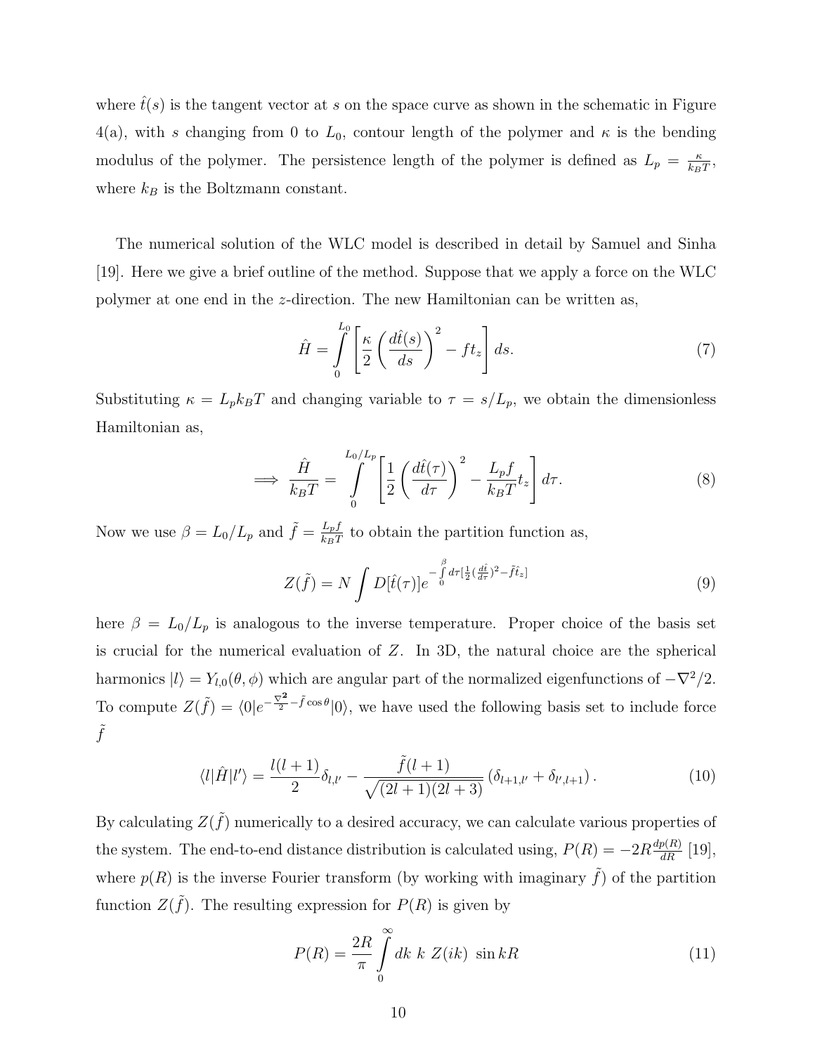where $\hat{t}(s)$ is the tangent vector at $s$ on the space curve as shown in the schematic in Figure 4(a), with $s$ changing from 0 to $L_0$, contour length of the polymer and $\kappa$ is the bending modulus of the polymer. The persistence length of the polymer is defined as $L_p = \frac{\kappa}{k_B T}$, where $k_B$ is the Boltzmann constant.

The numerical solution of the WLC model is described in detail by Samuel and Sinha [19]. Here we give a brief outline of the method. Suppose that we apply a force on the WLC polymer at one end in the $z$-direction. The new Hamiltonian can be written as,

$$\hat{H} = \int_0^{L_0} \left[ \frac{\kappa}{2} \left( \frac{d\hat{t}(s)}{ds} \right)^2 - f t_z \right] ds. \tag{7}$$

Substituting $\kappa = L_p k_B T$ and changing variable to $\tau = s/L_p$, we obtain the dimensionless Hamiltonian as,

$$\implies \frac{\hat{H}}{k_B T} = \int_0^{L_0/L_p} \left[ \frac{1}{2} \left( \frac{d\hat{t}(\tau)}{d\tau} \right)^2 - \frac{L_p f}{k_B T} t_z \right] d\tau. \tag{8}$$

Now we use $\beta = L_0/L_p$ and $\tilde{f} = \frac{L_p f}{k_B T}$ to obtain the partition function as,

$$Z(\tilde{f}) = N \int D[\hat{t}(\tau)] e^{-\int_0^{\beta} d\tau [\frac{1}{2}(\frac{d\hat{t}}{d\tau})^2 - \tilde{f}\hat{t}_z]} \tag{9}$$

here $\beta = L_0/L_p$ is analogous to the inverse temperature. Proper choice of the basis set is crucial for the numerical evaluation of $Z$. In 3D, the natural choice are the spherical harmonics $|l\rangle = Y_{l,0}(\theta, \phi)$ which are angular part of the normalized eigenfunctions of $-\nabla^2/2$. To compute $Z(\tilde{f}) = \langle 0 | e^{-\frac{\nabla^2}{2} - \tilde{f}\cos\theta} | 0 \rangle$, we have used the following basis set to include force $\tilde{f}$

$$\langle l | \hat{H} | l' \rangle = \frac{l(l+1)}{2} \delta_{l,l'} - \frac{\tilde{f}(l+1)}{\sqrt{(2l+1)(2l+3)}} \left( \delta_{l+1,l'} + \delta_{l',l+1} \right). \tag{10}$$

By calculating $Z(\tilde{f})$ numerically to a desired accuracy, we can calculate various properties of the system. The end-to-end distance distribution is calculated using, $P(R) = -2R\frac{dp(R)}{dR}$ [19], where $p(R)$ is the inverse Fourier transform (by working with imaginary $\tilde{f}$) of the partition function $Z(\tilde{f})$. The resulting expression for $P(R)$ is given by

$$P(R) = \frac{2R}{\pi} \int_0^{\infty} dk \; k \; Z(ik) \; \sin kR \tag{11}$$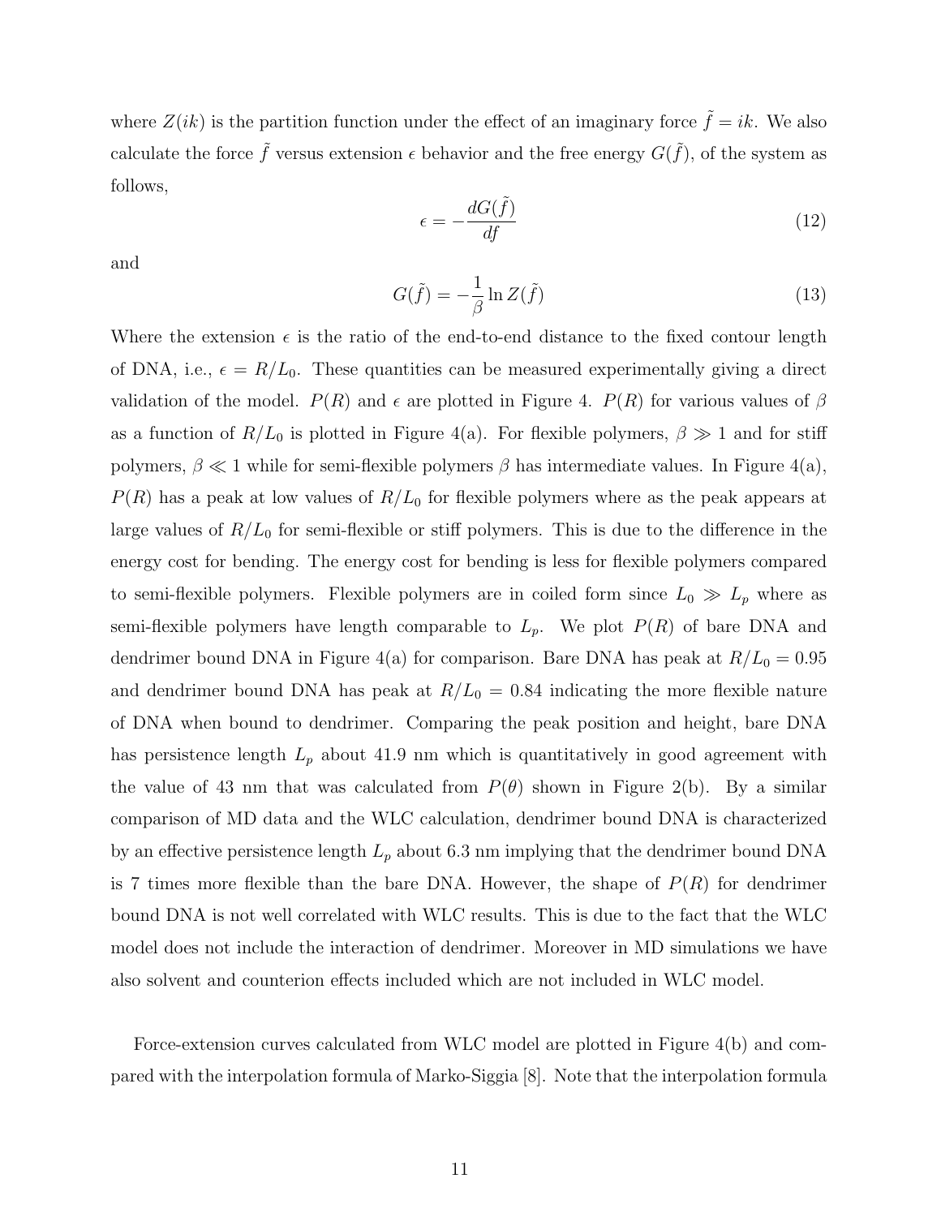where $Z(ik)$ is the partition function under the effect of an imaginary force $\tilde{f} = ik$. We also calculate the force $\tilde{f}$ versus extension $\epsilon$ behavior and the free energy $G(\tilde{f})$, of the system as follows,

$$\epsilon = -\frac{dG(\tilde{f})}{df} \tag{12}$$

and

$$G(\tilde{f}) = -\frac{1}{\beta} \ln Z(\tilde{f}) \tag{13}$$

Where the extension $\epsilon$ is the ratio of the end-to-end distance to the fixed contour length of DNA, i.e., $\epsilon = R/L_0$. These quantities can be measured experimentally giving a direct validation of the model. $P(R)$ and $\epsilon$ are plotted in Figure 4. $P(R)$ for various values of $\beta$ as a function of $R/L_0$ is plotted in Figure 4(a). For flexible polymers, $\beta \gg 1$ and for stiff polymers, $\beta \ll 1$ while for semi-flexible polymers $\beta$ has intermediate values. In Figure 4(a), $P(R)$ has a peak at low values of $R/L_0$ for flexible polymers where as the peak appears at large values of $R/L_0$ for semi-flexible or stiff polymers. This is due to the difference in the energy cost for bending. The energy cost for bending is less for flexible polymers compared to semi-flexible polymers. Flexible polymers are in coiled form since $L_0 \gg L_p$ where as semi-flexible polymers have length comparable to $L_p$. We plot $P(R)$ of bare DNA and dendrimer bound DNA in Figure 4(a) for comparison. Bare DNA has peak at $R/L_0 = 0.95$ and dendrimer bound DNA has peak at $R/L_0 = 0.84$ indicating the more flexible nature of DNA when bound to dendrimer. Comparing the peak position and height, bare DNA has persistence length $L_p$ about 41.9 nm which is quantitatively in good agreement with the value of 43 nm that was calculated from $P(\theta)$ shown in Figure 2(b). By a similar comparison of MD data and the WLC calculation, dendrimer bound DNA is characterized by an effective persistence length $L_p$ about 6.3 nm implying that the dendrimer bound DNA is 7 times more flexible than the bare DNA. However, the shape of $P(R)$ for dendrimer bound DNA is not well correlated with WLC results. This is due to the fact that the WLC model does not include the interaction of dendrimer. Moreover in MD simulations we have also solvent and counterion effects included which are not included in WLC model.

Force-extension curves calculated from WLC model are plotted in Figure 4(b) and compared with the interpolation formula of Marko-Siggia [8]. Note that the interpolation formula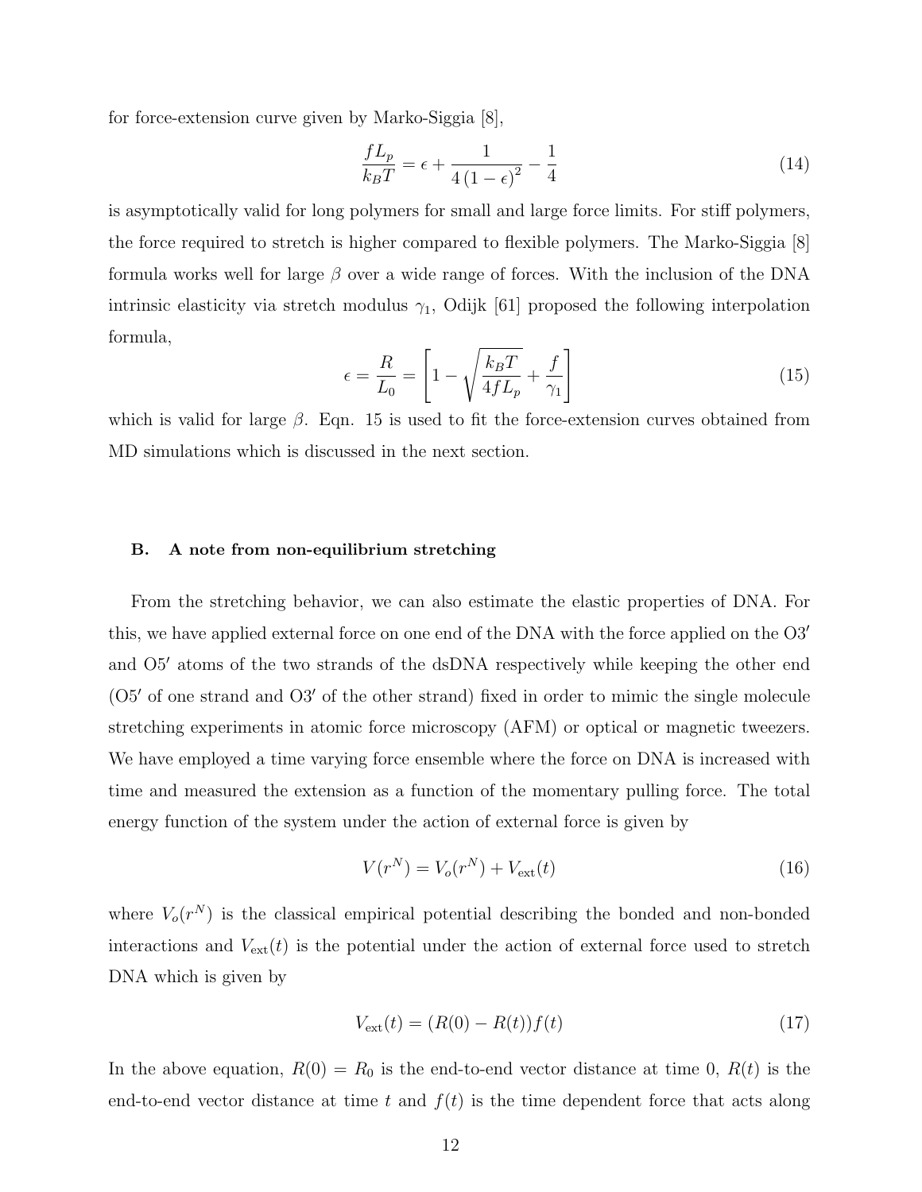for force-extension curve given by Marko-Siggia [8],

$$\frac{fL_p}{k_BT} = \epsilon + \frac{1}{4(1-\epsilon)^2} - \frac{1}{4} \tag{14}$$

is asymptotically valid for long polymers for small and large force limits. For stiff polymers, the force required to stretch is higher compared to flexible polymers. The Marko-Siggia [8] formula works well for large $\beta$ over a wide range of forces. With the inclusion of the DNA intrinsic elasticity via stretch modulus $\gamma_1$, Odijk [61] proposed the following interpolation formula,

$$\epsilon = \frac{R}{L_0} = \left[1 - \sqrt{\frac{k_BT}{4fL_p}} + \frac{f}{\gamma_1}\right] \tag{15}$$

which is valid for large $\beta$. Eqn. 15 is used to fit the force-extension curves obtained from MD simulations which is discussed in the next section.

### B. A note from non-equilibrium stretching

From the stretching behavior, we can also estimate the elastic properties of DNA. For this, we have applied external force on one end of the DNA with the force applied on the O3′ and O5′ atoms of the two strands of the dsDNA respectively while keeping the other end (O5′ of one strand and O3′ of the other strand) fixed in order to mimic the single molecule stretching experiments in atomic force microscopy (AFM) or optical or magnetic tweezers. We have employed a time varying force ensemble where the force on DNA is increased with time and measured the extension as a function of the momentary pulling force. The total energy function of the system under the action of external force is given by

$$V(r^N) = V_o(r^N) + V_{\text{ext}}(t) \tag{16}$$

where $V_o(r^N)$ is the classical empirical potential describing the bonded and non-bonded interactions and $V_{\text{ext}}(t)$ is the potential under the action of external force used to stretch DNA which is given by

$$V_{\text{ext}}(t) = (R(0) - R(t))f(t) \tag{17}$$

In the above equation, $R(0) = R_0$ is the end-to-end vector distance at time 0, $R(t)$ is the end-to-end vector distance at time $t$ and $f(t)$ is the time dependent force that acts along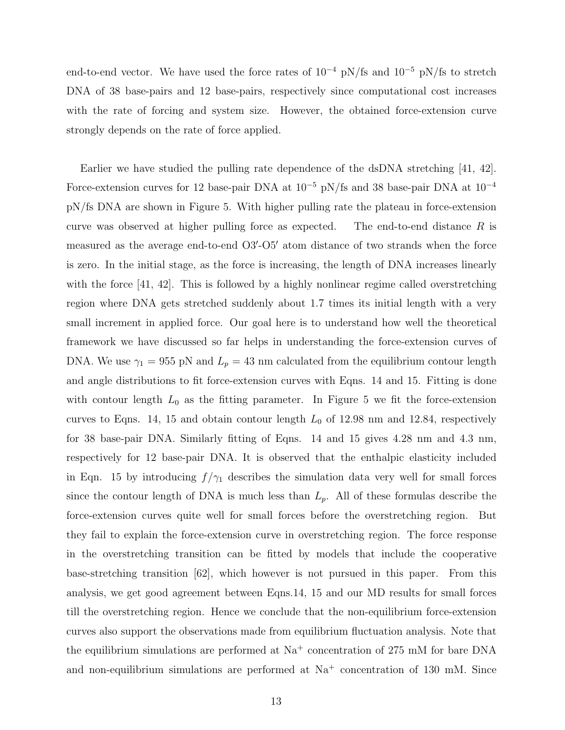end-to-end vector. We have used the force rates of $10^{-4}$ pN/fs and $10^{-5}$ pN/fs to stretch DNA of 38 base-pairs and 12 base-pairs, respectively since computational cost increases with the rate of forcing and system size. However, the obtained force-extension curve strongly depends on the rate of force applied.

Earlier we have studied the pulling rate dependence of the dsDNA stretching [41, 42]. Force-extension curves for 12 base-pair DNA at $10^{-5}$ pN/fs and 38 base-pair DNA at $10^{-4}$ pN/fs DNA are shown in Figure 5. With higher pulling rate the plateau in force-extension curve was observed at higher pulling force as expected. The end-to-end distance $R$ is measured as the average end-to-end O3′-O5′ atom distance of two strands when the force is zero. In the initial stage, as the force is increasing, the length of DNA increases linearly with the force [41, 42]. This is followed by a highly nonlinear regime called overstretching region where DNA gets stretched suddenly about 1.7 times its initial length with a very small increment in applied force. Our goal here is to understand how well the theoretical framework we have discussed so far helps in understanding the force-extension curves of DNA. We use $\gamma_1 = 955$ pN and $L_p = 43$ nm calculated from the equilibrium contour length and angle distributions to fit force-extension curves with Eqns. 14 and 15. Fitting is done with contour length $L_0$ as the fitting parameter. In Figure 5 we fit the force-extension curves to Eqns. 14, 15 and obtain contour length $L_0$ of 12.98 nm and 12.84, respectively for 38 base-pair DNA. Similarly fitting of Eqns. 14 and 15 gives 4.28 nm and 4.3 nm, respectively for 12 base-pair DNA. It is observed that the enthalpic elasticity included in Eqn. 15 by introducing $f/\gamma_1$ describes the simulation data very well for small forces since the contour length of DNA is much less than $L_p$. All of these formulas describe the force-extension curves quite well for small forces before the overstretching region. But they fail to explain the force-extension curve in overstretching region. The force response in the overstretching transition can be fitted by models that include the cooperative base-stretching transition [62], which however is not pursued in this paper. From this analysis, we get good agreement between Eqns.14, 15 and our MD results for small forces till the overstretching region. Hence we conclude that the non-equilibrium force-extension curves also support the observations made from equilibrium fluctuation analysis. Note that the equilibrium simulations are performed at $Na^+$ concentration of 275 mM for bare DNA and non-equilibrium simulations are performed at $Na^+$ concentration of 130 mM. Since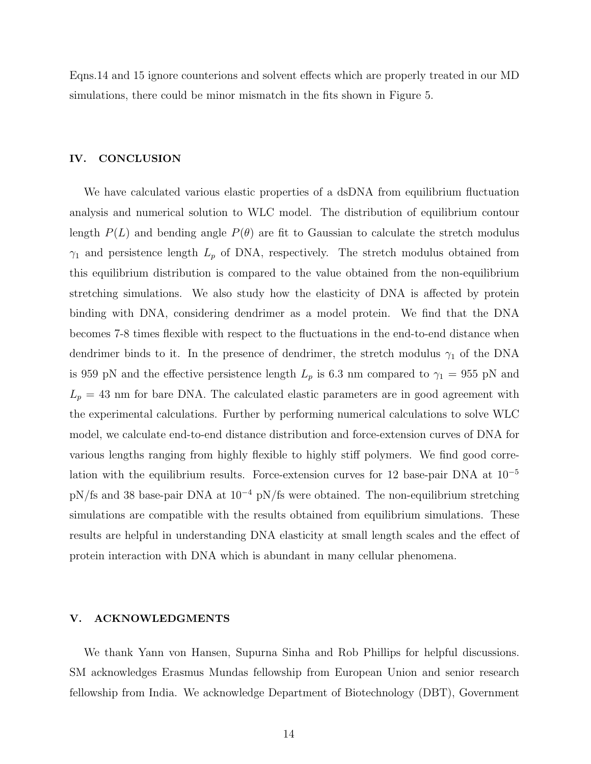Eqns.14 and 15 ignore counterions and solvent effects which are properly treated in our MD simulations, there could be minor mismatch in the fits shown in Figure 5.

## IV. CONCLUSION

We have calculated various elastic properties of a dsDNA from equilibrium fluctuation analysis and numerical solution to WLC model. The distribution of equilibrium contour length $P(L)$ and bending angle $P(\theta)$ are fit to Gaussian to calculate the stretch modulus $\gamma_1$ and persistence length $L_p$ of DNA, respectively. The stretch modulus obtained from this equilibrium distribution is compared to the value obtained from the non-equilibrium stretching simulations. We also study how the elasticity of DNA is affected by protein binding with DNA, considering dendrimer as a model protein. We find that the DNA becomes 7-8 times flexible with respect to the fluctuations in the end-to-end distance when dendrimer binds to it. In the presence of dendrimer, the stretch modulus $\gamma_1$ of the DNA is 959 pN and the effective persistence length $L_p$ is 6.3 nm compared to $\gamma_1 = 955$ pN and $L_p = 43$ nm for bare DNA. The calculated elastic parameters are in good agreement with the experimental calculations. Further by performing numerical calculations to solve WLC model, we calculate end-to-end distance distribution and force-extension curves of DNA for various lengths ranging from highly flexible to highly stiff polymers. We find good correlation with the equilibrium results. Force-extension curves for 12 base-pair DNA at $10^{-5}$ pN/fs and 38 base-pair DNA at $10^{-4}$ pN/fs were obtained. The non-equilibrium stretching simulations are compatible with the results obtained from equilibrium simulations. These results are helpful in understanding DNA elasticity at small length scales and the effect of protein interaction with DNA which is abundant in many cellular phenomena.

## V. ACKNOWLEDGMENTS

We thank Yann von Hansen, Supurna Sinha and Rob Phillips for helpful discussions. SM acknowledges Erasmus Mundas fellowship from European Union and senior research fellowship from India. We acknowledge Department of Biotechnology (DBT), Government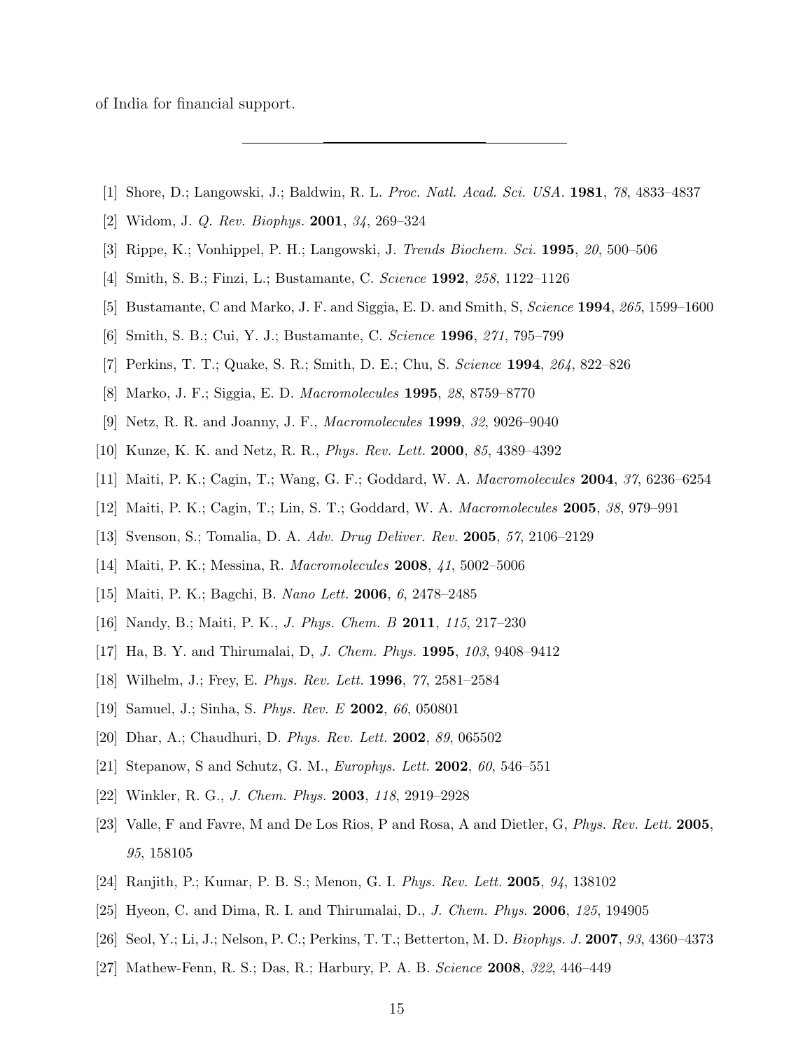of India for financial support.

---

[1] Shore, D.; Langowski, J.; Baldwin, R. L. *Proc. Natl. Acad. Sci. USA.* **1981**, *78*, 4833–4837

[2] Widom, J. *Q. Rev. Biophys.* **2001**, *34*, 269–324

[3] Rippe, K.; Vonhippel, P. H.; Langowski, J. *Trends Biochem. Sci.* **1995**, *20*, 500–506

[4] Smith, S. B.; Finzi, L.; Bustamante, C. *Science* **1992**, *258*, 1122–1126

[5] Bustamante, C and Marko, J. F. and Siggia, E. D. and Smith, S, *Science* **1994**, *265*, 1599–1600

[6] Smith, S. B.; Cui, Y. J.; Bustamante, C. *Science* **1996**, *271*, 795–799

[7] Perkins, T. T.; Quake, S. R.; Smith, D. E.; Chu, S. *Science* **1994**, *264*, 822–826

[8] Marko, J. F.; Siggia, E. D. *Macromolecules* **1995**, *28*, 8759–8770

[9] Netz, R. R. and Joanny, J. F., *Macromolecules* **1999**, *32*, 9026–9040

[10] Kunze, K. K. and Netz, R. R., *Phys. Rev. Lett.* **2000**, *85*, 4389–4392

[11] Maiti, P. K.; Cagin, T.; Wang, G. F.; Goddard, W. A. *Macromolecules* **2004**, *37*, 6236–6254

[12] Maiti, P. K.; Cagin, T.; Lin, S. T.; Goddard, W. A. *Macromolecules* **2005**, *38*, 979–991

[13] Svenson, S.; Tomalia, D. A. *Adv. Drug Deliver. Rev.* **2005**, *57*, 2106–2129

[14] Maiti, P. K.; Messina, R. *Macromolecules* **2008**, *41*, 5002–5006

[15] Maiti, P. K.; Bagchi, B. *Nano Lett.* **2006**, *6*, 2478–2485

[16] Nandy, B.; Maiti, P. K., *J. Phys. Chem. B* **2011**, *115*, 217–230

[17] Ha, B. Y. and Thirumalai, D, *J. Chem. Phys.* **1995**, *103*, 9408–9412

[18] Wilhelm, J.; Frey, E. *Phys. Rev. Lett.* **1996**, *77*, 2581–2584

[19] Samuel, J.; Sinha, S. *Phys. Rev. E* **2002**, *66*, 050801

[20] Dhar, A.; Chaudhuri, D. *Phys. Rev. Lett.* **2002**, *89*, 065502

[21] Stepanow, S and Schutz, G. M., *Europhys. Lett.* **2002**, *60*, 546–551

[22] Winkler, R. G., *J. Chem. Phys.* **2003**, *118*, 2919–2928

[23] Valle, F and Favre, M and De Los Rios, P and Rosa, A and Dietler, G, *Phys. Rev. Lett.* **2005**, *95*, 158105

[24] Ranjith, P.; Kumar, P. B. S.; Menon, G. I. *Phys. Rev. Lett.* **2005**, *94*, 138102

[25] Hyeon, C. and Dima, R. I. and Thirumalai, D., *J. Chem. Phys.* **2006**, *125*, 194905

[26] Seol, Y.; Li, J.; Nelson, P. C.; Perkins, T. T.; Betterton, M. D. *Biophys. J.* **2007**, *93*, 4360–4373

[27] Mathew-Fenn, R. S.; Das, R.; Harbury, P. A. B. *Science* **2008**, *322*, 446–449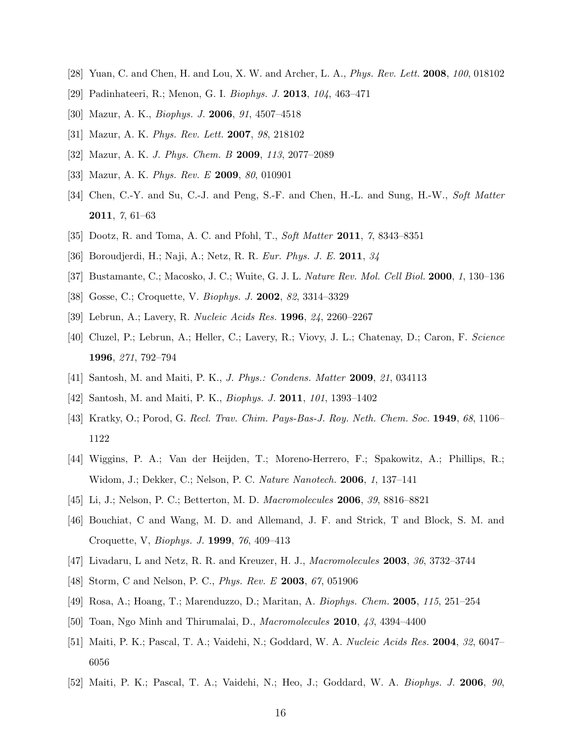[28] Yuan, C. and Chen, H. and Lou, X. W. and Archer, L. A., *Phys. Rev. Lett.* **2008**, *100*, 018102

[29] Padinhateeri, R.; Menon, G. I. *Biophys. J.* **2013**, *104*, 463–471

[30] Mazur, A. K., *Biophys. J.* **2006**, *91*, 4507–4518

[31] Mazur, A. K. *Phys. Rev. Lett.* **2007**, *98*, 218102

[32] Mazur, A. K. *J. Phys. Chem. B* **2009**, *113*, 2077–2089

[33] Mazur, A. K. *Phys. Rev. E* **2009**, *80*, 010901

[34] Chen, C.-Y. and Su, C.-J. and Peng, S.-F. and Chen, H.-L. and Sung, H.-W., *Soft Matter* **2011**, *7*, 61–63

[35] Dootz, R. and Toma, A. C. and Pfohl, T., *Soft Matter* **2011**, *7*, 8343–8351

[36] Boroudjerdi, H.; Naji, A.; Netz, R. R. *Eur. Phys. J. E.* **2011**, *34*

[37] Bustamante, C.; Macosko, J. C.; Wuite, G. J. L. *Nature Rev. Mol. Cell Biol.* **2000**, *1*, 130–136

[38] Gosse, C.; Croquette, V. *Biophys. J.* **2002**, *82*, 3314–3329

[39] Lebrun, A.; Lavery, R. *Nucleic Acids Res.* **1996**, *24*, 2260–2267

[40] Cluzel, P.; Lebrun, A.; Heller, C.; Lavery, R.; Viovy, J. L.; Chatenay, D.; Caron, F. *Science* **1996**, *271*, 792–794

[41] Santosh, M. and Maiti, P. K., *J. Phys.: Condens. Matter* **2009**, *21*, 034113

[42] Santosh, M. and Maiti, P. K., *Biophys. J.* **2011**, *101*, 1393–1402

[43] Kratky, O.; Porod, G. *Recl. Trav. Chim. Pays-Bas-J. Roy. Neth. Chem. Soc.* **1949**, *68*, 1106–1122

[44] Wiggins, P. A.; Van der Heijden, T.; Moreno-Herrero, F.; Spakowitz, A.; Phillips, R.; Widom, J.; Dekker, C.; Nelson, P. C. *Nature Nanotech.* **2006**, *1*, 137–141

[45] Li, J.; Nelson, P. C.; Betterton, M. D. *Macromolecules* **2006**, *39*, 8816–8821

[46] Bouchiat, C and Wang, M. D. and Allemand, J. F. and Strick, T and Block, S. M. and Croquette, V, *Biophys. J.* **1999**, *76*, 409–413

[47] Livadaru, L and Netz, R. R. and Kreuzer, H. J., *Macromolecules* **2003**, *36*, 3732–3744

[48] Storm, C and Nelson, P. C., *Phys. Rev. E* **2003**, *67*, 051906

[49] Rosa, A.; Hoang, T.; Marenduzzo, D.; Maritan, A. *Biophys. Chem.* **2005**, *115*, 251–254

[50] Toan, Ngo Minh and Thirumalai, D., *Macromolecules* **2010**, *43*, 4394–4400

[51] Maiti, P. K.; Pascal, T. A.; Vaidehi, N.; Goddard, W. A. *Nucleic Acids Res.* **2004**, *32*, 6047–6056

[52] Maiti, P. K.; Pascal, T. A.; Vaidehi, N.; Heo, J.; Goddard, W. A. *Biophys. J.* **2006**, *90*,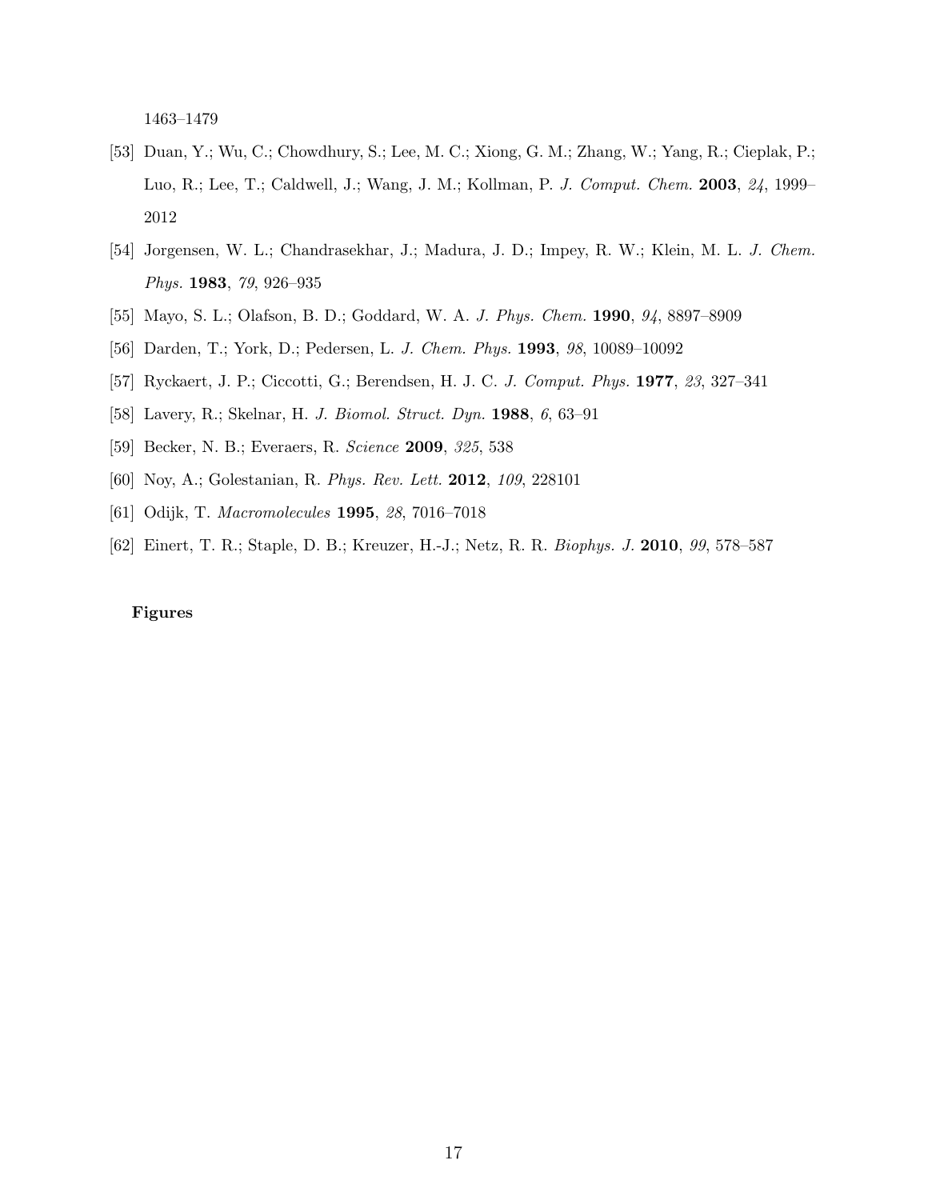1463–1479

[53] Duan, Y.; Wu, C.; Chowdhury, S.; Lee, M. C.; Xiong, G. M.; Zhang, W.; Yang, R.; Cieplak, P.; Luo, R.; Lee, T.; Caldwell, J.; Wang, J. M.; Kollman, P. *J. Comput. Chem.* **2003**, *24*, 1999–2012

[54] Jorgensen, W. L.; Chandrasekhar, J.; Madura, J. D.; Impey, R. W.; Klein, M. L. *J. Chem. Phys.* **1983**, *79*, 926–935

[55] Mayo, S. L.; Olafson, B. D.; Goddard, W. A. *J. Phys. Chem.* **1990**, *94*, 8897–8909

[56] Darden, T.; York, D.; Pedersen, L. *J. Chem. Phys.* **1993**, *98*, 10089–10092

[57] Ryckaert, J. P.; Ciccotti, G.; Berendsen, H. J. C. *J. Comput. Phys.* **1977**, *23*, 327–341

[58] Lavery, R.; Skelnar, H. *J. Biomol. Struct. Dyn.* **1988**, *6*, 63–91

[59] Becker, N. B.; Everaers, R. *Science* **2009**, *325*, 538

[60] Noy, A.; Golestanian, R. *Phys. Rev. Lett.* **2012**, *109*, 228101

[61] Odijk, T. *Macromolecules* **1995**, *28*, 7016–7018

[62] Einert, T. R.; Staple, D. B.; Kreuzer, H.-J.; Netz, R. R. *Biophys. J.* **2010**, *99*, 578–587

**Figures**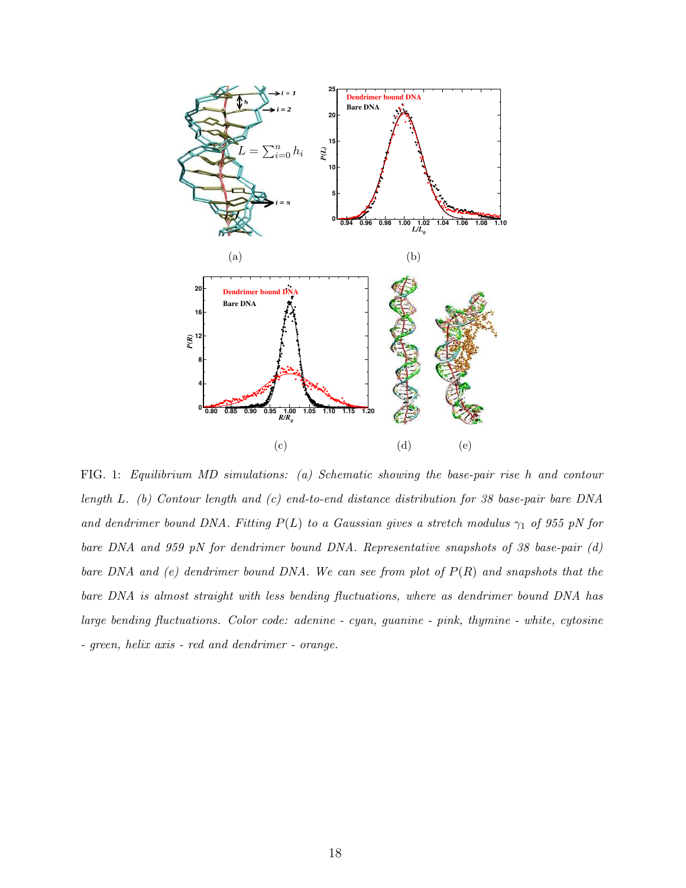FIG. 1: *Equilibrium MD simulations: (a) Schematic showing the base-pair rise $h$ and contour length $L$. (b) Contour length and (c) end-to-end distance distribution for 38 base-pair bare DNA and dendrimer bound DNA. Fitting $P(L)$ to a Gaussian gives a stretch modulus $\gamma_1$ of 955 pN for bare DNA and 959 pN for dendrimer bound DNA. Representative snapshots of 38 base-pair (d) bare DNA and (e) dendrimer bound DNA. We can see from plot of $P(R)$ and snapshots that the bare DNA is almost straight with less bending fluctuations, where as dendrimer bound DNA has large bending fluctuations. Color code: adenine - cyan, guanine - pink, thymine - white, cytosine - green, helix axis - red and dendrimer - orange.*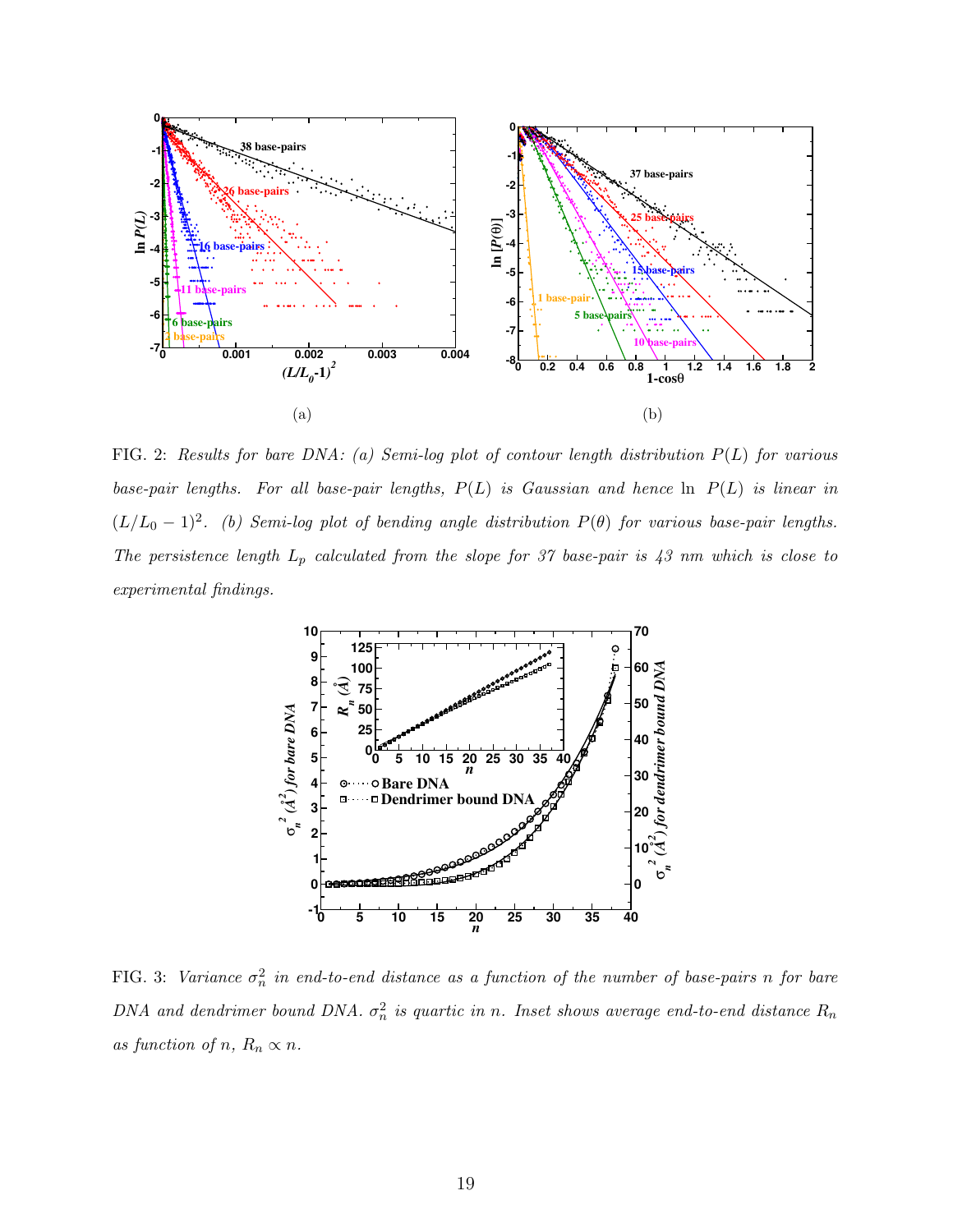(a)

(b)

FIG. 2: *Results for bare DNA: (a) Semi-log plot of contour length distribution $P(L)$ for various base-pair lengths. For all base-pair lengths, $P(L)$ is Gaussian and hence $\ln\ P(L)$ is linear in $(L/L_0 - 1)^2$. (b) Semi-log plot of bending angle distribution $P(\theta)$ for various base-pair lengths. The persistence length $L_p$ calculated from the slope for 37 base-pair is 43 nm which is close to experimental findings.*

FIG. 3: *Variance $\sigma_n^2$ in end-to-end distance as a function of the number of base-pairs $n$ for bare DNA and dendrimer bound DNA. $\sigma_n^2$ is quartic in $n$. Inset shows average end-to-end distance $R_n$ as function of $n$, $R_n \propto n$.*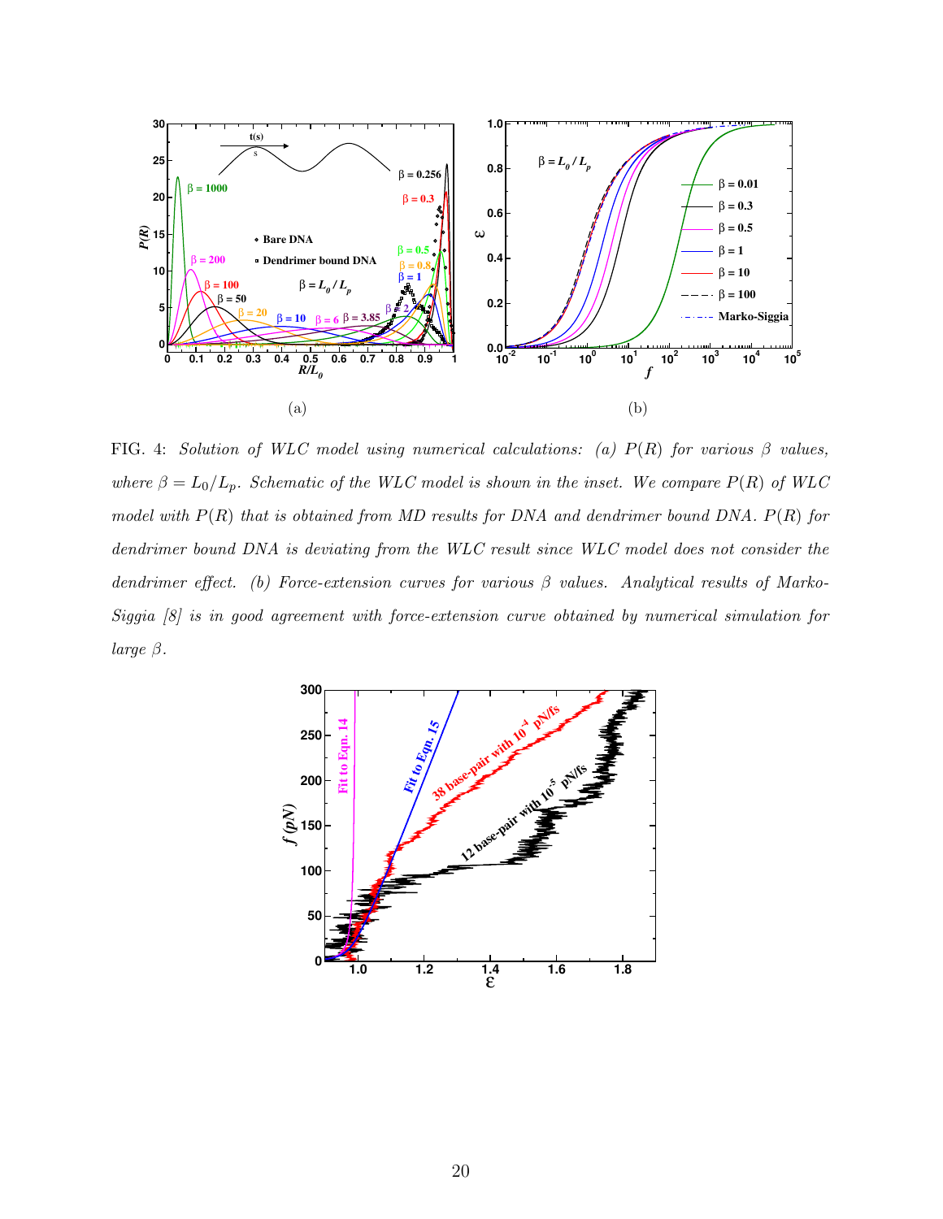FIG. 4: *Solution of WLC model using numerical calculations: (a) $P(R)$ for various $\beta$ values, where $\beta = L_0/L_p$. Schematic of the WLC model is shown in the inset. We compare $P(R)$ of WLC model with $P(R)$ that is obtained from MD results for DNA and dendrimer bound DNA. $P(R)$ for dendrimer bound DNA is deviating from the WLC result since WLC model does not consider the dendrimer effect. (b) Force-extension curves for various $\beta$ values. Analytical results of Marko-Siggia [8] is in good agreement with force-extension curve obtained by numerical simulation for large $\beta$.*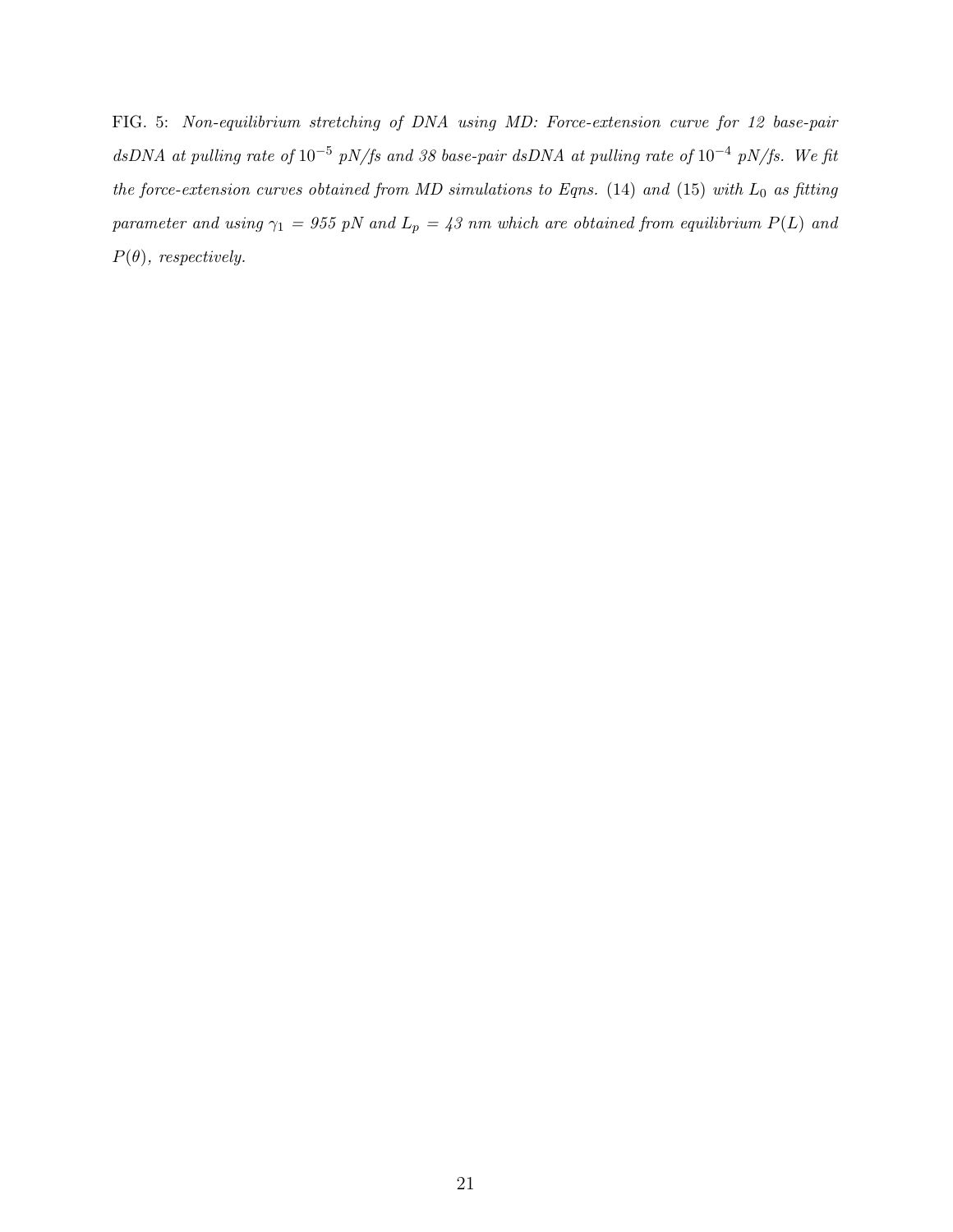FIG. 5: *Non-equilibrium stretching of DNA using MD: Force-extension curve for 12 base-pair dsDNA at pulling rate of* $10^{-5}$ *pN/fs and 38 base-pair dsDNA at pulling rate of* $10^{-4}$ *pN/fs. We fit the force-extension curves obtained from MD simulations to Eqns.* (14) *and* (15) *with* $L_0$ *as fitting parameter and using* $\gamma_1 = 955$ *pN and* $L_p = 43$ *nm which are obtained from equilibrium* $P(L)$ *and* $P(\theta)$*, respectively.*